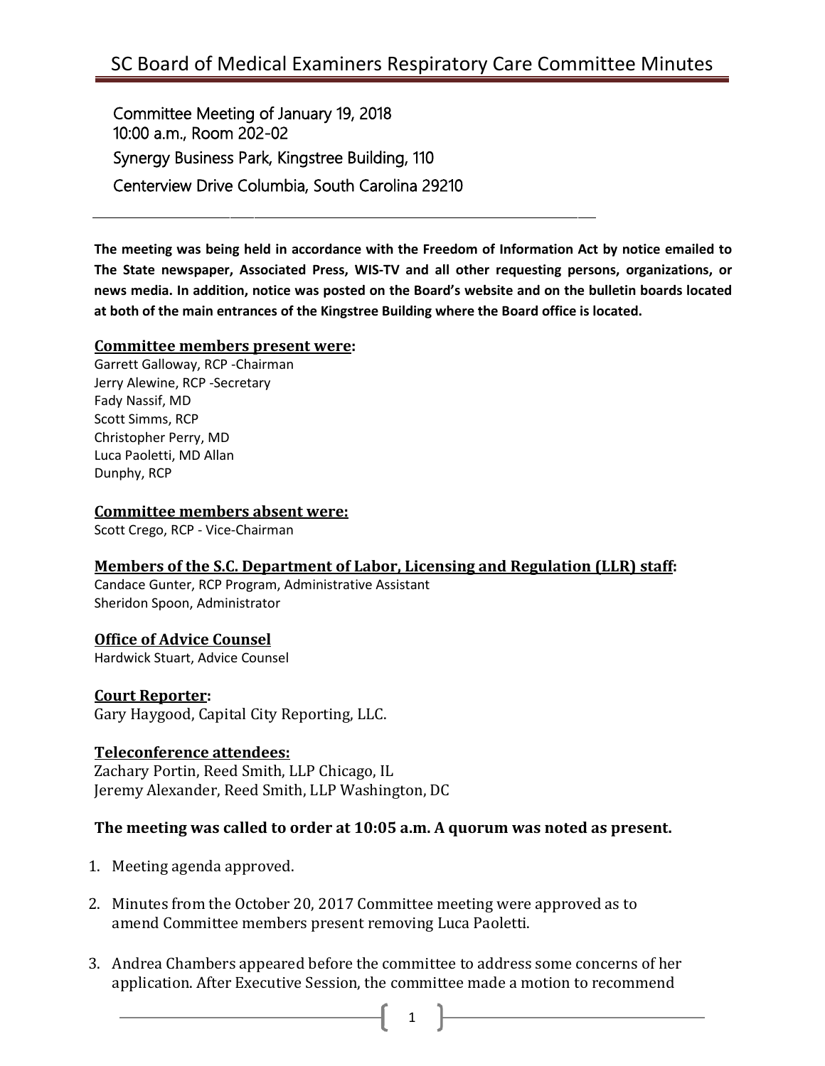# SC Board of Medical Examiners Respiratory Care Committee Minutes

Committee Meeting of January 19, 2018
10:00 a.m., Room 202-02
Synergy Business Park, Kingstree Building, 110
Centerview Drive Columbia, South Carolina 29210

**The meeting was being held in accordance with the Freedom of Information Act by notice emailed to The State newspaper, Associated Press, WIS-TV and all other requesting persons, organizations, or news media. In addition, notice was posted on the Board's website and on the bulletin boards located at both of the main entrances of the Kingstree Building where the Board office is located.**

**Committee members present were:**
Garrett Galloway, RCP -Chairman
Jerry Alewine, RCP -Secretary
Fady Nassif, MD
Scott Simms, RCP
Christopher Perry, MD
Luca Paoletti, MD Allan
Dunphy, RCP

**Committee members absent were:**
Scott Crego, RCP - Vice-Chairman

**Members of the S.C. Department of Labor, Licensing and Regulation (LLR) staff:**
Candace Gunter, RCP Program, Administrative Assistant
Sheridon Spoon, Administrator

**Office of Advice Counsel**
Hardwick Stuart, Advice Counsel

**Court Reporter:**
Gary Haygood, Capital City Reporting, LLC.

**Teleconference attendees:**
Zachary Portin, Reed Smith, LLP Chicago, IL
Jeremy Alexander, Reed Smith, LLP Washington, DC

**The meeting was called to order at 10:05 a.m. A quorum was noted as present.**

1. Meeting agenda approved.

2. Minutes from the October 20, 2017 Committee meeting were approved as to amend Committee members present removing Luca Paoletti.

3. Andrea Chambers appeared before the committee to address some concerns of her application. After Executive Session, the committee made a motion to recommend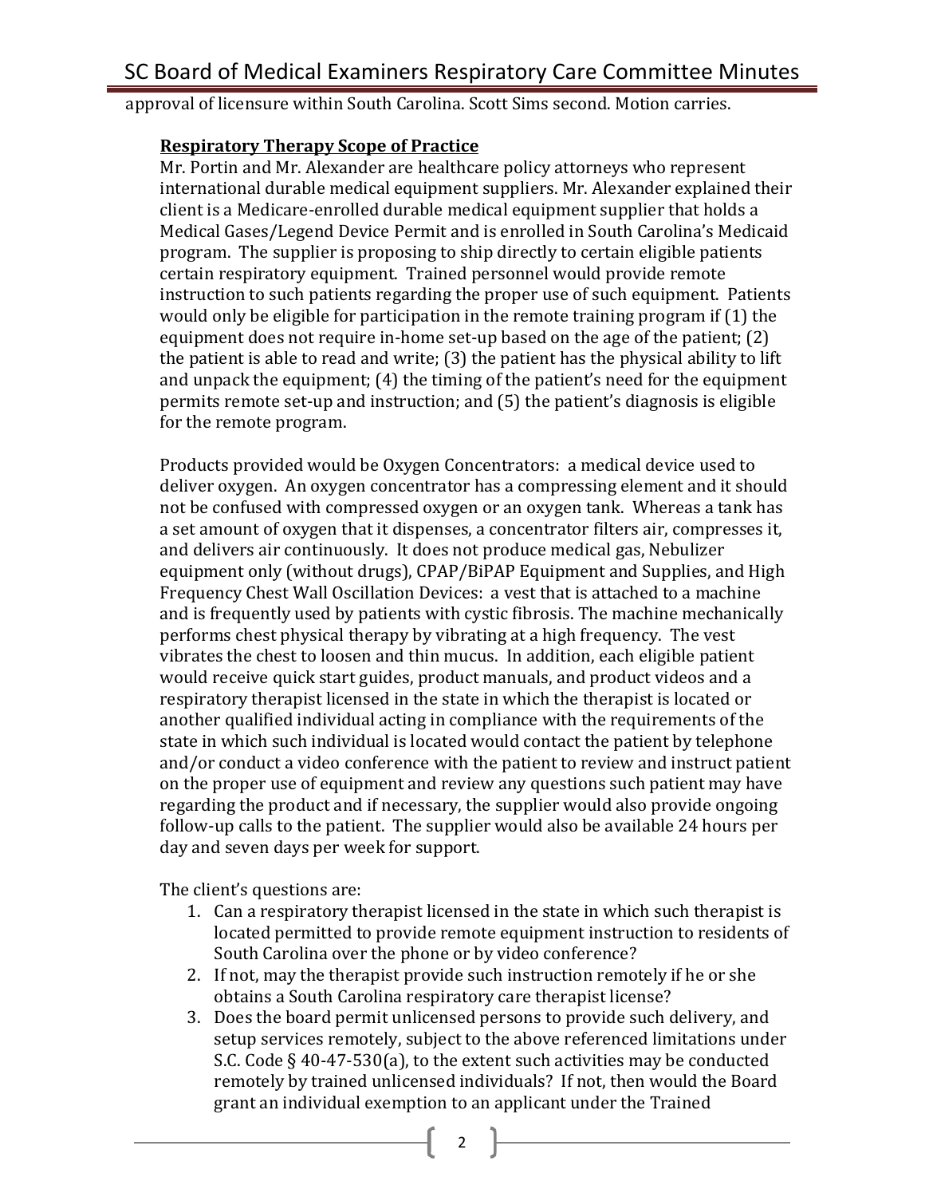approval of licensure within South Carolina. Scott Sims second. Motion carries.

**Respiratory Therapy Scope of Practice**

Mr. Portin and Mr. Alexander are healthcare policy attorneys who represent international durable medical equipment suppliers. Mr. Alexander explained their client is a Medicare-enrolled durable medical equipment supplier that holds a Medical Gases/Legend Device Permit and is enrolled in South Carolina's Medicaid program. The supplier is proposing to ship directly to certain eligible patients certain respiratory equipment. Trained personnel would provide remote instruction to such patients regarding the proper use of such equipment. Patients would only be eligible for participation in the remote training program if (1) the equipment does not require in-home set-up based on the age of the patient; (2) the patient is able to read and write; (3) the patient has the physical ability to lift and unpack the equipment; (4) the timing of the patient's need for the equipment permits remote set-up and instruction; and (5) the patient's diagnosis is eligible for the remote program.

Products provided would be Oxygen Concentrators: a medical device used to deliver oxygen. An oxygen concentrator has a compressing element and it should not be confused with compressed oxygen or an oxygen tank. Whereas a tank has a set amount of oxygen that it dispenses, a concentrator filters air, compresses it, and delivers air continuously. It does not produce medical gas, Nebulizer equipment only (without drugs), CPAP/BiPAP Equipment and Supplies, and High Frequency Chest Wall Oscillation Devices: a vest that is attached to a machine and is frequently used by patients with cystic fibrosis. The machine mechanically performs chest physical therapy by vibrating at a high frequency. The vest vibrates the chest to loosen and thin mucus. In addition, each eligible patient would receive quick start guides, product manuals, and product videos and a respiratory therapist licensed in the state in which the therapist is located or another qualified individual acting in compliance with the requirements of the state in which such individual is located would contact the patient by telephone and/or conduct a video conference with the patient to review and instruct patient on the proper use of equipment and review any questions such patient may have regarding the product and if necessary, the supplier would also provide ongoing follow-up calls to the patient. The supplier would also be available 24 hours per day and seven days per week for support.

The client's questions are:

1. Can a respiratory therapist licensed in the state in which such therapist is located permitted to provide remote equipment instruction to residents of South Carolina over the phone or by video conference?
2. If not, may the therapist provide such instruction remotely if he or she obtains a South Carolina respiratory care therapist license?
3. Does the board permit unlicensed persons to provide such delivery, and setup services remotely, subject to the above referenced limitations under S.C. Code § 40-47-530(a), to the extent such activities may be conducted remotely by trained unlicensed individuals? If not, then would the Board grant an individual exemption to an applicant under the Trained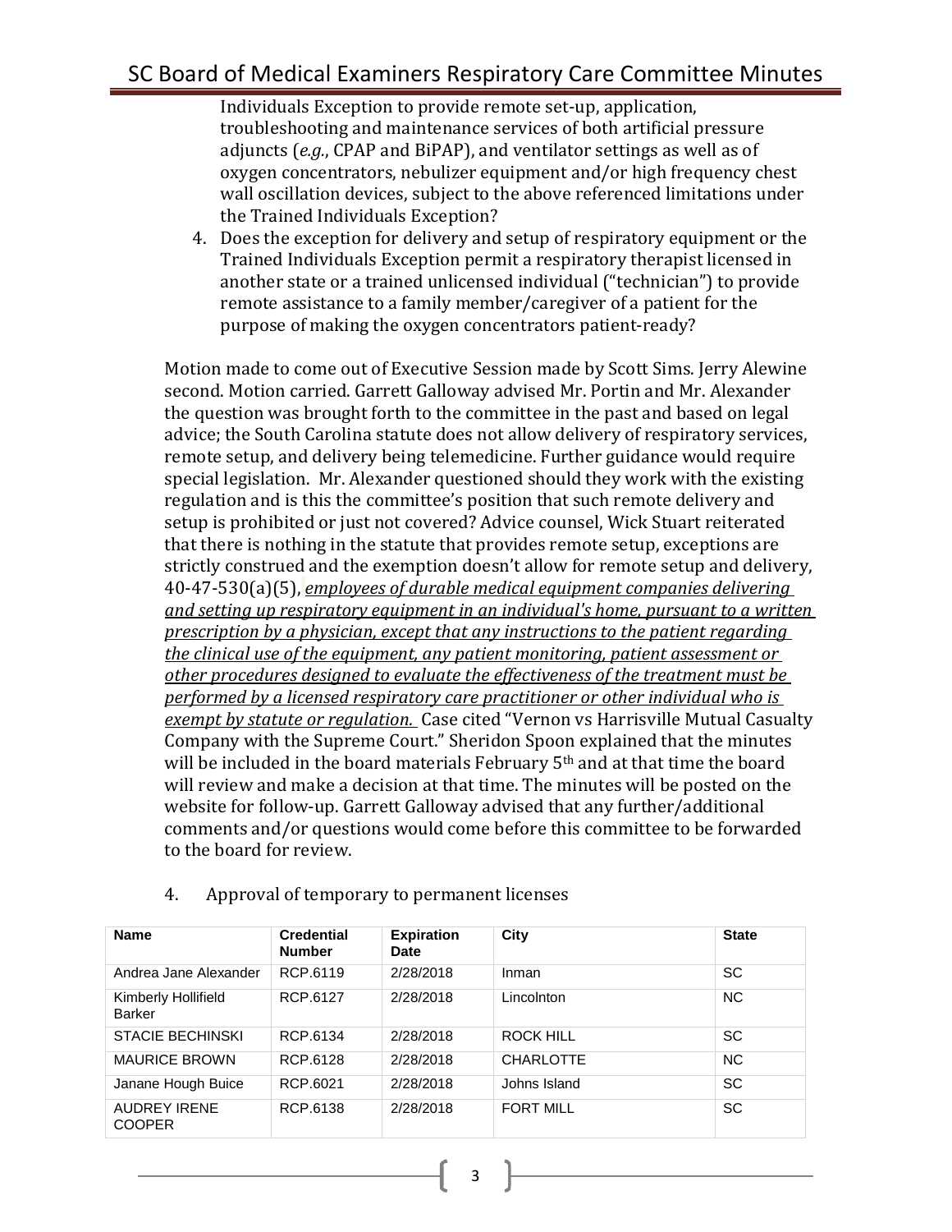Individuals Exception to provide remote set-up, application, troubleshooting and maintenance services of both artificial pressure adjuncts (*e.g.*, CPAP and BiPAP), and ventilator settings as well as of oxygen concentrators, nebulizer equipment and/or high frequency chest wall oscillation devices, subject to the above referenced limitations under the Trained Individuals Exception?

4. Does the exception for delivery and setup of respiratory equipment or the Trained Individuals Exception permit a respiratory therapist licensed in another state or a trained unlicensed individual ("technician") to provide remote assistance to a family member/caregiver of a patient for the purpose of making the oxygen concentrators patient-ready?

Motion made to come out of Executive Session made by Scott Sims. Jerry Alewine second. Motion carried. Garrett Galloway advised Mr. Portin and Mr. Alexander the question was brought forth to the committee in the past and based on legal advice; the South Carolina statute does not allow delivery of respiratory services, remote setup, and delivery being telemedicine. Further guidance would require special legislation. Mr. Alexander questioned should they work with the existing regulation and is this the committee's position that such remote delivery and setup is prohibited or just not covered? Advice counsel, Wick Stuart reiterated that there is nothing in the statute that provides remote setup, exceptions are strictly construed and the exemption doesn't allow for remote setup and delivery, 40-47-530(a)(5), *employees of durable medical equipment companies delivering and setting up respiratory equipment in an individual's home, pursuant to a written prescription by a physician, except that any instructions to the patient regarding the clinical use of the equipment, any patient monitoring, patient assessment or other procedures designed to evaluate the effectiveness of the treatment must be performed by a licensed respiratory care practitioner or other individual who is exempt by statute or regulation.* Case cited "Vernon vs Harrisville Mutual Casualty Company with the Supreme Court." Sheridon Spoon explained that the minutes will be included in the board materials February 5th and at that time the board will review and make a decision at that time. The minutes will be posted on the website for follow-up. Garrett Galloway advised that any further/additional comments and/or questions would come before this committee to be forwarded to the board for review.

4. Approval of temporary to permanent licenses

| Name | Credential Number | Expiration Date | City | State |
|---|---|---|---|---|
| Andrea Jane Alexander | RCP.6119 | 2/28/2018 | Inman | SC |
| Kimberly Hollifield Barker | RCP.6127 | 2/28/2018 | Lincolnton | NC |
| STACIE BECHINSKI | RCP.6134 | 2/28/2018 | ROCK HILL | SC |
| MAURICE BROWN | RCP.6128 | 2/28/2018 | CHARLOTTE | NC |
| Janane Hough Buice | RCP.6021 | 2/28/2018 | Johns Island | SC |
| AUDREY IRENE COOPER | RCP.6138 | 2/28/2018 | FORT MILL | SC |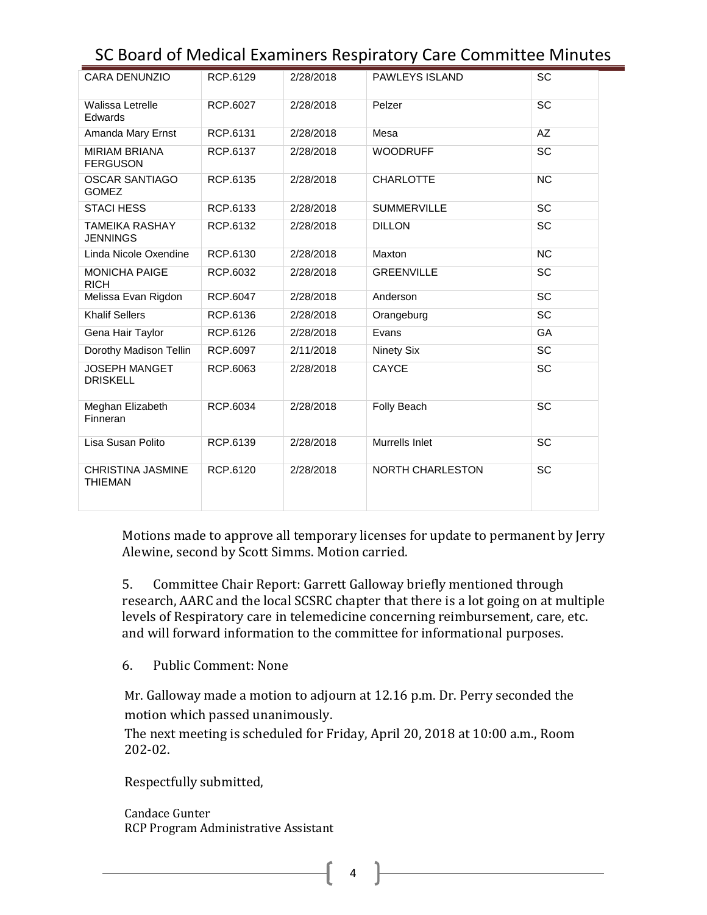| | | | | |
|---|---|---|---|---|
| CARA DENUNZIO | RCP.6129 | 2/28/2018 | PAWLEYS ISLAND | SC |
| Walissa Letrelle Edwards | RCP.6027 | 2/28/2018 | Pelzer | SC |
| Amanda Mary Ernst | RCP.6131 | 2/28/2018 | Mesa | AZ |
| MIRIAM BRIANA FERGUSON | RCP.6137 | 2/28/2018 | WOODRUFF | SC |
| OSCAR SANTIAGO GOMEZ | RCP.6135 | 2/28/2018 | CHARLOTTE | NC |
| STACI HESS | RCP.6133 | 2/28/2018 | SUMMERVILLE | SC |
| TAMEIKA RASHAY JENNINGS | RCP.6132 | 2/28/2018 | DILLON | SC |
| Linda Nicole Oxendine | RCP.6130 | 2/28/2018 | Maxton | NC |
| MONICHA PAIGE RICH | RCP.6032 | 2/28/2018 | GREENVILLE | SC |
| Melissa Evan Rigdon | RCP.6047 | 2/28/2018 | Anderson | SC |
| Khalif Sellers | RCP.6136 | 2/28/2018 | Orangeburg | SC |
| Gena Hair Taylor | RCP.6126 | 2/28/2018 | Evans | GA |
| Dorothy Madison Tellin | RCP.6097 | 2/11/2018 | Ninety Six | SC |
| JOSEPH MANGET DRISKELL | RCP.6063 | 2/28/2018 | CAYCE | SC |
| Meghan Elizabeth Finneran | RCP.6034 | 2/28/2018 | Folly Beach | SC |
| Lisa Susan Polito | RCP.6139 | 2/28/2018 | Murrells Inlet | SC |
| CHRISTINA JASMINE THIEMAN | RCP.6120 | 2/28/2018 | NORTH CHARLESTON | SC |

Motions made to approve all temporary licenses for update to permanent by Jerry Alewine, second by Scott Simms. Motion carried.

5. Committee Chair Report: Garrett Galloway briefly mentioned through research, AARC and the local SCSRC chapter that there is a lot going on at multiple levels of Respiratory care in telemedicine concerning reimbursement, care, etc. and will forward information to the committee for informational purposes.

6. Public Comment: None

Mr. Galloway made a motion to adjourn at 12.16 p.m. Dr. Perry seconded the motion which passed unanimously.

The next meeting is scheduled for Friday, April 20, 2018 at 10:00 a.m., Room 202-02.

Respectfully submitted,

Candace Gunter
RCP Program Administrative Assistant